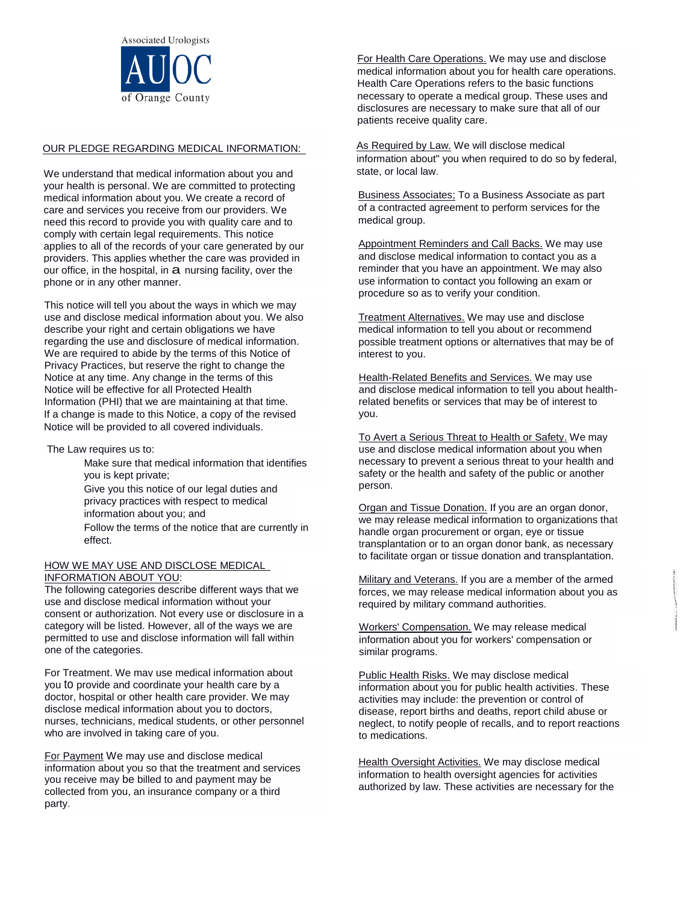Associated Urologists

AUOC

of Orange County

## OUR PLEDGE REGARDING MEDICAL INFORMATION:

We understand that medical information about you and your health is personal. We are committed to protecting medical information about you. We create a record of care and services you receive from our providers. We need this record to provide you with quality care and to comply with certain legal requirements. This notice applies to all of the records of your care generated by our providers. This applies whether the care was provided in our office, in the hospital, in a nursing facility, over the phone or in any other manner.

This notice will tell you about the ways in which we may use and disclose medical information about you. We also describe your right and certain obligations we have regarding the use and disclosure of medical information. We are required to abide by the terms of this Notice of Privacy Practices, but reserve the right to change the Notice at any time. Any change in the terms of this Notice will be effective for all Protected Health Information (PHI) that we are maintaining at that time. If a change is made to this Notice, a copy of the revised Notice will be provided to all covered individuals.

The Law requires us to:

- Make sure that medical information that identifies you is kept private;
- Give you this notice of our legal duties and privacy practices with respect to medical information about you; and
- Follow the terms of the notice that are currently in effect.

## HOW WE MAY USE AND DISCLOSE MEDICAL INFORMATION ABOUT YOU:

The following categories describe different ways that we use and disclose medical information without your consent or authorization. Not every use or disclosure in a category will be listed. However, all of the ways we are permitted to use and disclose information will fall within one of the categories.

For Treatment. We may use medical information about you to provide and coordinate your health care by a doctor, hospital or other health care provider. We may disclose medical information about you to doctors, nurses, technicians, medical students, or other personnel who are involved in taking care of you.

For Payment We may use and disclose medical information about you so that the treatment and services you receive may be billed to and payment may be collected from you, an insurance company or a third party.

For Health Care Operations. We may use and disclose medical information about you for health care operations. Health Care Operations refers to the basic functions necessary to operate a medical group. These uses and disclosures are necessary to make sure that all of our patients receive quality care.

As Required by Law. We will disclose medical information about" you when required to do so by federal, state, or local law.

Business Associates; To a Business Associate as part of a contracted agreement to perform services for the medical group.

Appointment Reminders and Call Backs. We may use and disclose medical information to contact you as a reminder that you have an appointment. We may also use information to contact you following an exam or procedure so as to verify your condition.

Treatment Alternatives. We may use and disclose medical information to tell you about or recommend possible treatment options or alternatives that may be of interest to you.

Health-Related Benefits and Services. We may use and disclose medical information to tell you about health-related benefits or services that may be of interest to you.

To Avert a Serious Threat to Health or Safety. We may use and disclose medical information about you when necessary to prevent a serious threat to your health and safety or the health and safety of the public or another person.

Organ and Tissue Donation. If you are an organ donor, we may release medical information to organizations that handle organ procurement or organ, eye or tissue transplantation or to an organ donor bank, as necessary to facilitate organ or tissue donation and transplantation.

Military and Veterans. If you are a member of the armed forces, we may release medical information about you as required by military command authorities.

Workers' Compensation. We may release medical information about you for workers' compensation or similar programs.

Public Health Risks. We may disclose medical information about you for public health activities. These activities may include: the prevention or control of disease, report births and deaths, report child abuse or neglect, to notify people of recalls, and to report reactions to medications.

Health Oversight Activities. We may disclose medical information to health oversight agencies for activities authorized by law. These activities are necessary for the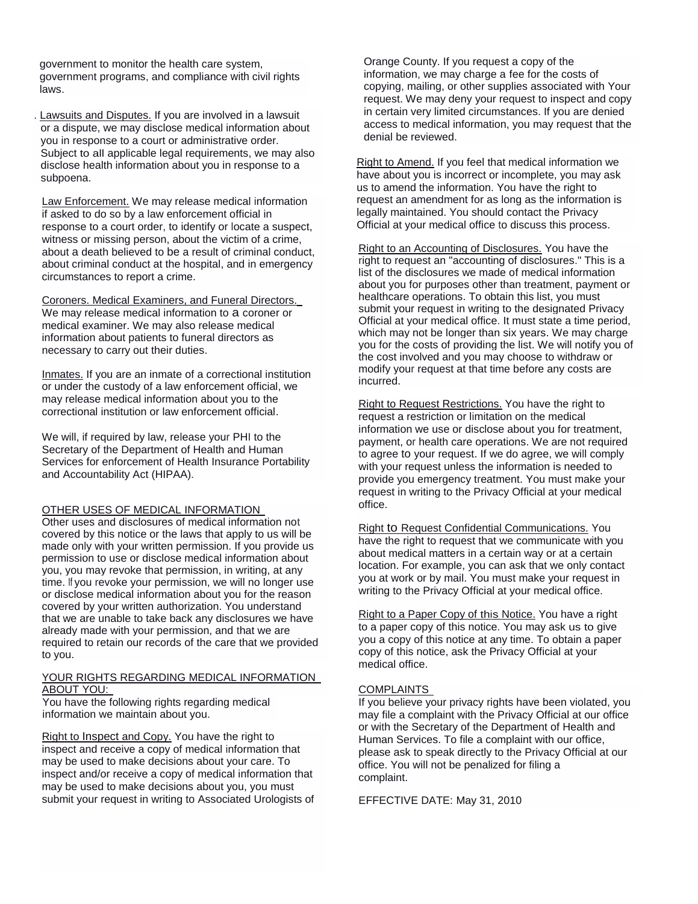government to monitor the health care system, government programs, and compliance with civil rights laws.

Lawsuits and Disputes. If you are involved in a lawsuit or a dispute, we may disclose medical information about you in response to a court or administrative order. Subject to all applicable legal requirements, we may also disclose health information about you in response to a subpoena.

Law Enforcement. We may release medical information if asked to do so by a law enforcement official in response to a court order, to identify or locate a suspect, witness or missing person, about the victim of a crime, about a death believed to be a result of criminal conduct, about criminal conduct at the hospital, and in emergency circumstances to report a crime.

Coroners. Medical Examiners, and Funeral Directors. We may release medical information to a coroner or medical examiner. We may also release medical information about patients to funeral directors as necessary to carry out their duties.

Inmates. If you are an inmate of a correctional institution or under the custody of a law enforcement official, we may release medical information about you to the correctional institution or law enforcement official.

We will, if required by law, release your PHI to the Secretary of the Department of Health and Human Services for enforcement of Health Insurance Portability and Accountability Act (HIPAA).

## OTHER USES OF MEDICAL INFORMATION

Other uses and disclosures of medical information not covered by this notice or the laws that apply to us will be made only with your written permission. If you provide us permission to use or disclose medical information about you, you may revoke that permission, in writing, at any time. If you revoke your permission, we will no longer use or disclose medical information about you for the reason covered by your written authorization. You understand that we are unable to take back any disclosures we have already made with your permission, and that we are required to retain our records of the care that we provided to you.

## YOUR RIGHTS REGARDING MEDICAL INFORMATION ABOUT YOU:

You have the following rights regarding medical information we maintain about you.

Right to Inspect and Copy. You have the right to inspect and receive a copy of medical information that may be used to make decisions about your care. To inspect and/or receive a copy of medical information that may be used to make decisions about you, you must submit your request in writing to Associated Urologists of Orange County. If you request a copy of the information, we may charge a fee for the costs of copying, mailing, or other supplies associated with Your request. We may deny your request to inspect and copy in certain very limited circumstances. If you are denied access to medical information, you may request that the denial be reviewed.

Right to Amend. If you feel that medical information we have about you is incorrect or incomplete, you may ask us to amend the information. You have the right to request an amendment for as long as the information is legally maintained. You should contact the Privacy Official at your medical office to discuss this process.

Right to an Accounting of Disclosures. You have the right to request an "accounting of disclosures." This is a list of the disclosures we made of medical information about you for purposes other than treatment, payment or healthcare operations. To obtain this list, you must submit your request in writing to the designated Privacy Official at your medical office. It must state a time period, which may not be longer than six years. We may charge you for the costs of providing the list. We will notify you of the cost involved and you may choose to withdraw or modify your request at that time before any costs are incurred.

Right to Request Restrictions. You have the right to request a restriction or limitation on the medical information we use or disclose about you for treatment, payment, or health care operations. We are not required to agree to your request. If we do agree, we will comply with your request unless the information is needed to provide you emergency treatment. You must make your request in writing to the Privacy Official at your medical office.

Right to Request Confidential Communications. You have the right to request that we communicate with you about medical matters in a certain way or at a certain location. For example, you can ask that we only contact you at work or by mail. You must make your request in writing to the Privacy Official at your medical office.

Right to a Paper Copy of this Notice. You have a right to a paper copy of this notice. You may ask us to give you a copy of this notice at any time. To obtain a paper copy of this notice, ask the Privacy Official at your medical office.

## COMPLAINTS

If you believe your privacy rights have been violated, you may file a complaint with the Privacy Official at our office or with the Secretary of the Department of Health and Human Services. To file a complaint with our office, please ask to speak directly to the Privacy Official at our office. You will not be penalized for filing a complaint.

EFFECTIVE DATE: May 31, 2010